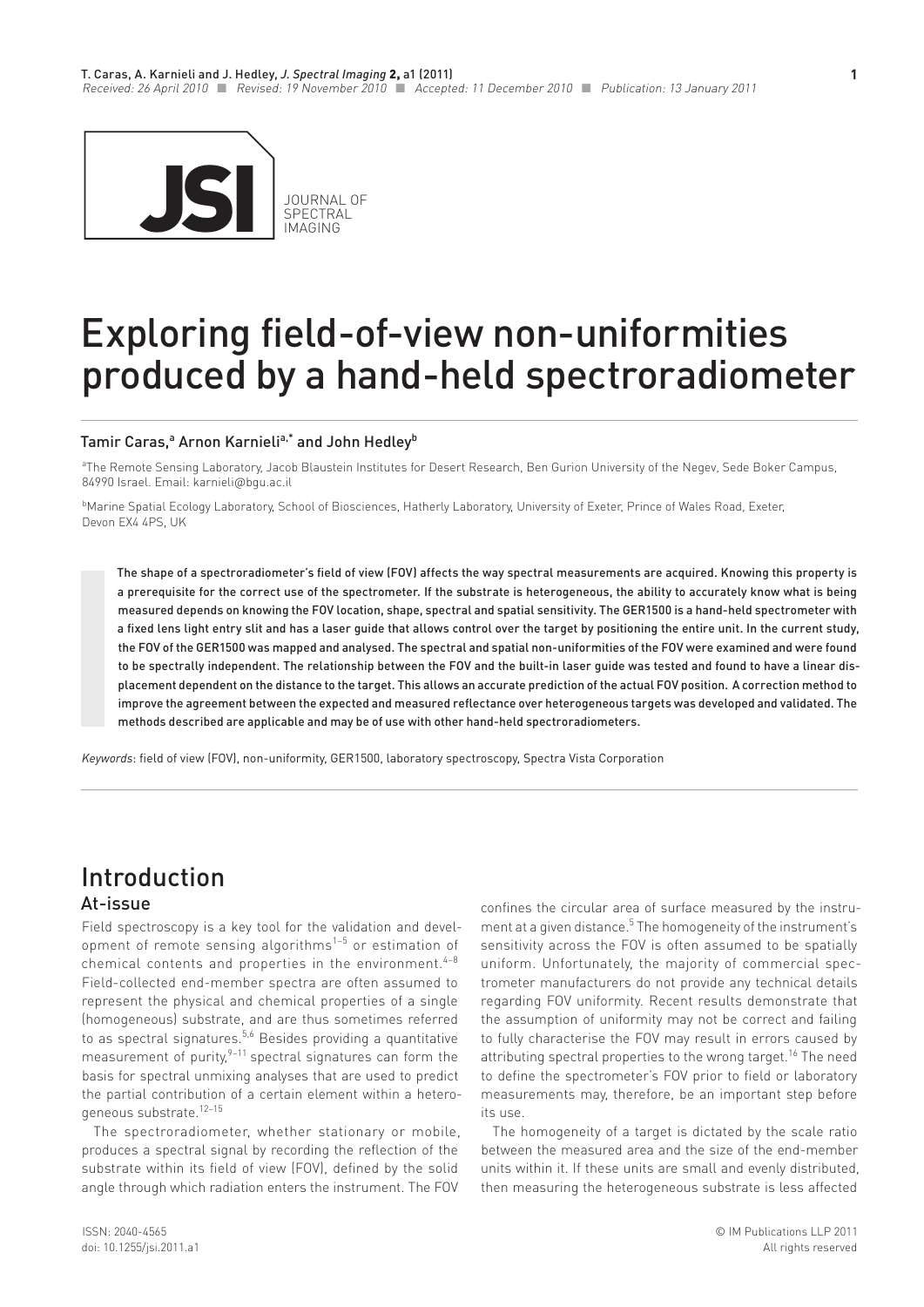# Exploring field-of-view non-uniformities produced by a hand-held spectroradiometer

Tamir Caras,[a] Arnon Karnieli[a,*] and John Hedley[b]

[a]The Remote Sensing Laboratory, Jacob Blaustein Institutes for Desert Research, Ben Gurion University of the Negev, Sede Boker Campus, 84990 Israel. Email: karnieli@bgu.ac.il

[b]Marine Spatial Ecology Laboratory, School of Biosciences, Hatherly Laboratory, University of Exeter, Prince of Wales Road, Exeter, Devon EX4 4PS, UK

The shape of a spectroradiometer's field of view (FOV) affects the way spectral measurements are acquired. Knowing this property is a prerequisite for the correct use of the spectrometer. If the substrate is heterogeneous, the ability to accurately know what is being measured depends on knowing the FOV location, shape, spectral and spatial sensitivity. The GER1500 is a hand-held spectrometer with a fixed lens light entry slit and has a laser guide that allows control over the target by positioning the entire unit. In the current study, the FOV of the GER1500 was mapped and analysed. The spectral and spatial non-uniformities of the FOV were examined and were found to be spectrally independent. The relationship between the FOV and the built-in laser guide was tested and found to have a linear displacement dependent on the distance to the target. This allows an accurate prediction of the actual FOV position. A correction method to improve the agreement between the expected and measured reflectance over heterogeneous targets was developed and validated. The methods described are applicable and may be of use with other hand-held spectroradiometers.

*Keywords*: field of view (FOV), non-uniformity, GER1500, laboratory spectroscopy, Spectra Vista Corporation

## Introduction

### At-issue

Field spectroscopy is a key tool for the validation and development of remote sensing algorithms[1–5] or estimation of chemical contents and properties in the environment.[4–8] Field-collected end-member spectra are often assumed to represent the physical and chemical properties of a single (homogeneous) substrate, and are thus sometimes referred to as spectral signatures.[5,6] Besides providing a quantitative measurement of purity,[9–11] spectral signatures can form the basis for spectral unmixing analyses that are used to predict the partial contribution of a certain element within a heterogeneous substrate.[12–15]

The spectroradiometer, whether stationary or mobile, produces a spectral signal by recording the reflection of the substrate within its field of view (FOV), defined by the solid angle through which radiation enters the instrument. The FOV confines the circular area of surface measured by the instrument at a given distance.[5] The homogeneity of the instrument's sensitivity across the FOV is often assumed to be spatially uniform. Unfortunately, the majority of commercial spectrometer manufacturers do not provide any technical details regarding FOV uniformity. Recent results demonstrate that the assumption of uniformity may not be correct and failing to fully characterise the FOV may result in errors caused by attributing spectral properties to the wrong target.[16] The need to define the spectrometer's FOV prior to field or laboratory measurements may, therefore, be an important step before its use.

The homogeneity of a target is dictated by the scale ratio between the measured area and the size of the end-member units within it. If these units are small and evenly distributed, then measuring the heterogeneous substrate is less affected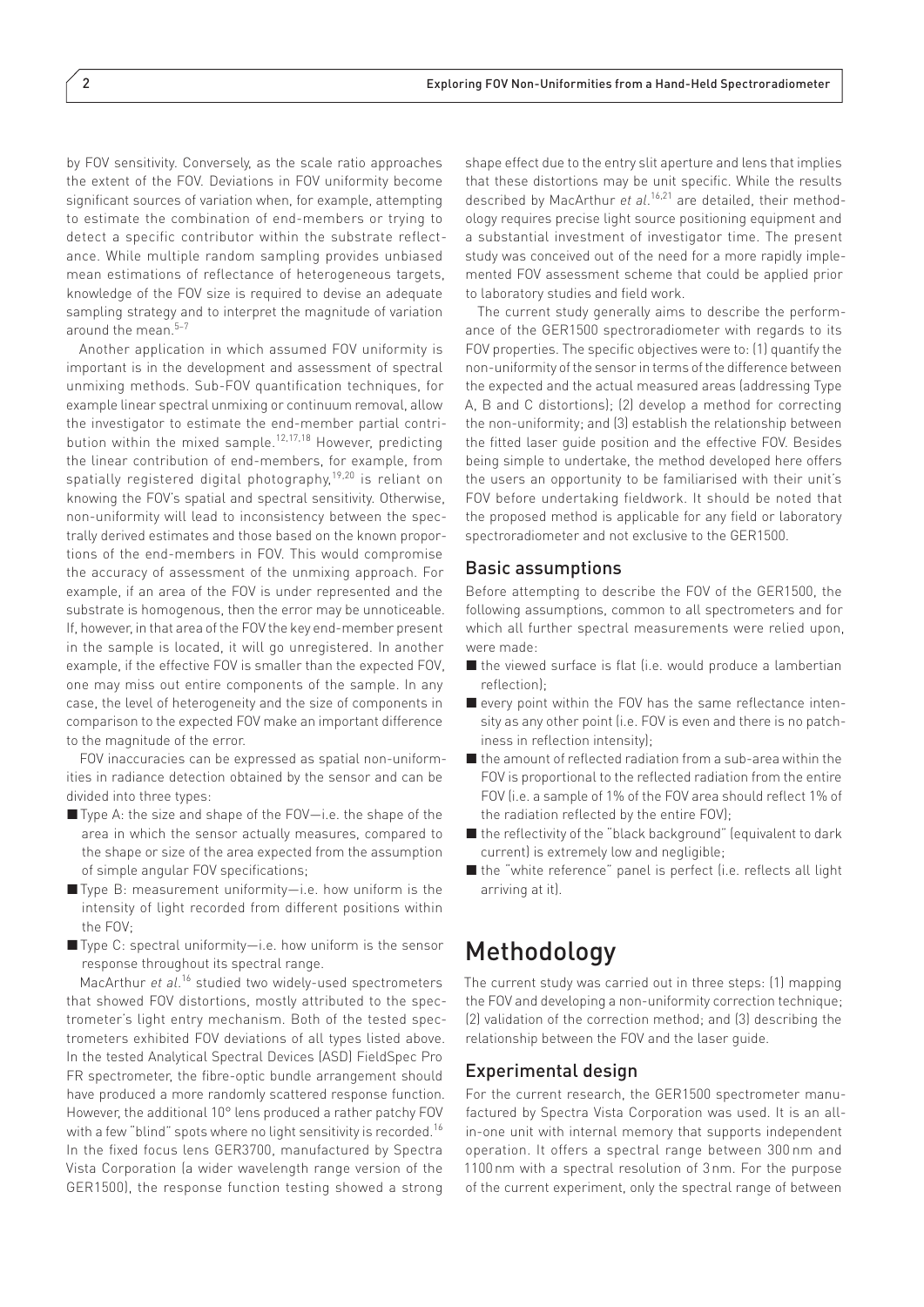by FOV sensitivity. Conversely, as the scale ratio approaches the extent of the FOV. Deviations in FOV uniformity become significant sources of variation when, for example, attempting to estimate the combination of end-members or trying to detect a specific contributor within the substrate reflectance. While multiple random sampling provides unbiased mean estimations of reflectance of heterogeneous targets, knowledge of the FOV size is required to devise an adequate sampling strategy and to interpret the magnitude of variation around the mean.[5–7]

Another application in which assumed FOV uniformity is important is in the development and assessment of spectral unmixing methods. Sub-FOV quantification techniques, for example linear spectral unmixing or continuum removal, allow the investigator to estimate the end-member partial contribution within the mixed sample.[12,17,18] However, predicting the linear contribution of end-members, for example, from spatially registered digital photography,[19,20] is reliant on knowing the FOV's spatial and spectral sensitivity. Otherwise, non-uniformity will lead to inconsistency between the spectrally derived estimates and those based on the known proportions of the end-members in FOV. This would compromise the accuracy of assessment of the unmixing approach. For example, if an area of the FOV is under represented and the substrate is homogenous, then the error may be unnoticeable. If, however, in that area of the FOV the key end-member present in the sample is located, it will go unregistered. In another example, if the effective FOV is smaller than the expected FOV, one may miss out entire components of the sample. In any case, the level of heterogeneity and the size of components in comparison to the expected FOV make an important difference to the magnitude of the error.

FOV inaccuracies can be expressed as spatial non-uniformities in radiance detection obtained by the sensor and can be divided into three types:

- Type A: the size and shape of the FOV—i.e. the shape of the area in which the sensor actually measures, compared to the shape or size of the area expected from the assumption of simple angular FOV specifications;
- Type B: measurement uniformity—i.e. how uniform is the intensity of light recorded from different positions within the FOV;
- Type C: spectral uniformity—i.e. how uniform is the sensor response throughout its spectral range.

MacArthur *et al.*[16] studied two widely-used spectrometers that showed FOV distortions, mostly attributed to the spectrometer's light entry mechanism. Both of the tested spectrometers exhibited FOV deviations of all types listed above. In the tested Analytical Spectral Devices (ASD) FieldSpec Pro FR spectrometer, the fibre-optic bundle arrangement should have produced a more randomly scattered response function. However, the additional 10° lens produced a rather patchy FOV with a few "blind" spots where no light sensitivity is recorded.[16] In the fixed focus lens GER3700, manufactured by Spectra Vista Corporation (a wider wavelength range version of the GER1500), the response function testing showed a strong shape effect due to the entry slit aperture and lens that implies that these distortions may be unit specific. While the results described by MacArthur *et al.*[16,21] are detailed, their methodology requires precise light source positioning equipment and a substantial investment of investigator time. The present study was conceived out of the need for a more rapidly implemented FOV assessment scheme that could be applied prior to laboratory studies and field work.

The current study generally aims to describe the performance of the GER1500 spectroradiometer with regards to its FOV properties. The specific objectives were to: (1) quantify the non-uniformity of the sensor in terms of the difference between the expected and the actual measured areas (addressing Type A, B and C distortions); (2) develop a method for correcting the non-uniformity; and (3) establish the relationship between the fitted laser guide position and the effective FOV. Besides being simple to undertake, the method developed here offers the users an opportunity to be familiarised with their unit's FOV before undertaking fieldwork. It should be noted that the proposed method is applicable for any field or laboratory spectroradiometer and not exclusive to the GER1500.

## Basic assumptions

Before attempting to describe the FOV of the GER1500, the following assumptions, common to all spectrometers and for which all further spectral measurements were relied upon, were made:

- the viewed surface is flat (i.e. would produce a lambertian reflection);
- every point within the FOV has the same reflectance intensity as any other point (i.e. FOV is even and there is no patchiness in reflection intensity);
- the amount of reflected radiation from a sub-area within the FOV is proportional to the reflected radiation from the entire FOV (i.e. a sample of 1% of the FOV area should reflect 1% of the radiation reflected by the entire FOV);
- the reflectivity of the "black background" (equivalent to dark current) is extremely low and negligible;
- the "white reference" panel is perfect (i.e. reflects all light arriving at it).

# Methodology

The current study was carried out in three steps: (1) mapping the FOV and developing a non-uniformity correction technique; (2) validation of the correction method; and (3) describing the relationship between the FOV and the laser guide.

## Experimental design

For the current research, the GER1500 spectrometer manufactured by Spectra Vista Corporation was used. It is an all-in-one unit with internal memory that supports independent operation. It offers a spectral range between 300 nm and 1100 nm with a spectral resolution of 3 nm. For the purpose of the current experiment, only the spectral range of between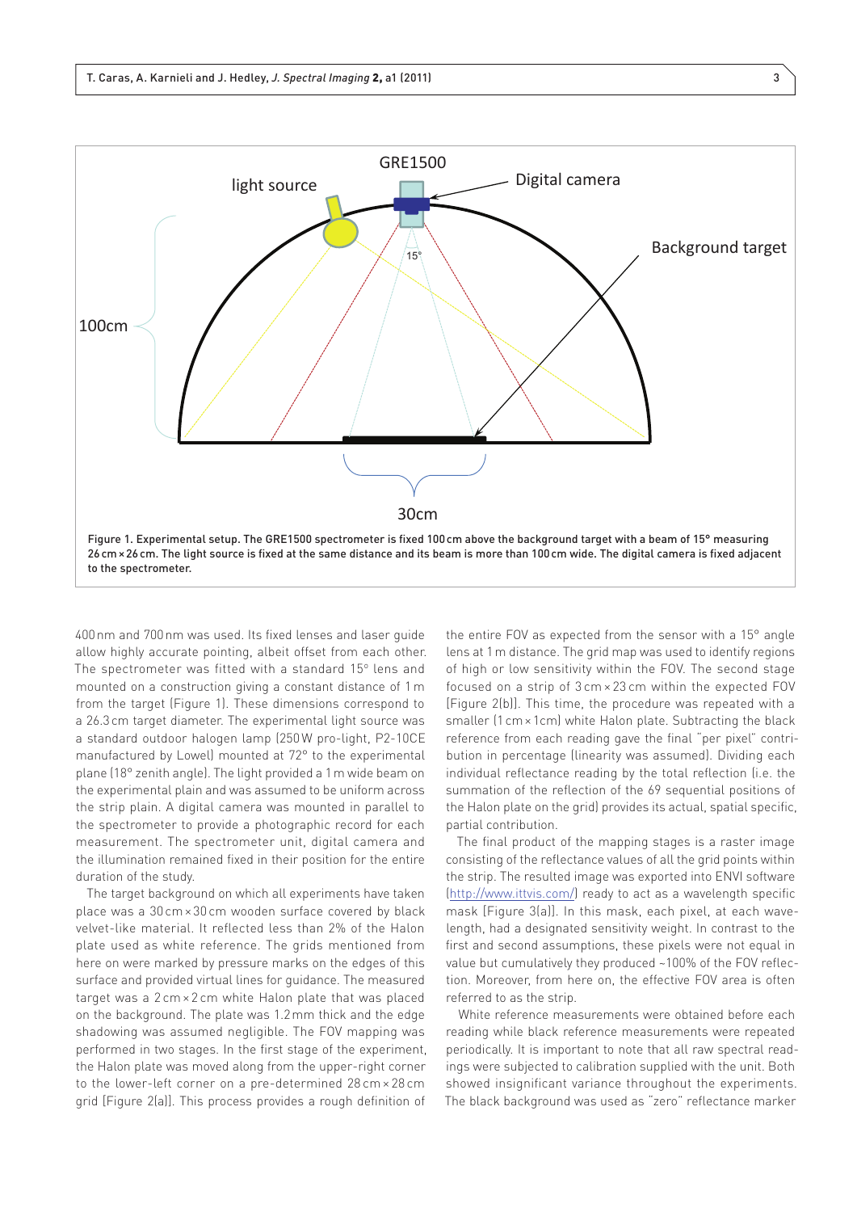Figure 1. Experimental setup. The GRE1500 spectrometer is fixed 100 cm above the background target with a beam of 15° measuring 26 cm × 26 cm. The light source is fixed at the same distance and its beam is more than 100 cm wide. The digital camera is fixed adjacent to the spectrometer.

400 nm and 700 nm was used. Its fixed lenses and laser guide allow highly accurate pointing, albeit offset from each other. The spectrometer was fitted with a standard 15° lens and mounted on a construction giving a constant distance of 1 m from the target (Figure 1). These dimensions correspond to a 26.3 cm target diameter. The experimental light source was a standard outdoor halogen lamp (250 W pro-light, P2-10CE manufactured by Lowel) mounted at 72° to the experimental plane (18° zenith angle). The light provided a 1 m wide beam on the experimental plain and was assumed to be uniform across the strip plain. A digital camera was mounted in parallel to the spectrometer to provide a photographic record for each measurement. The spectrometer unit, digital camera and the illumination remained fixed in their position for the entire duration of the study.

The target background on which all experiments have taken place was a 30 cm × 30 cm wooden surface covered by black velvet-like material. It reflected less than 2% of the Halon plate used as white reference. The grids mentioned from here on were marked by pressure marks on the edges of this surface and provided virtual lines for guidance. The measured target was a 2 cm × 2 cm white Halon plate that was placed on the background. The plate was 1.2 mm thick and the edge shadowing was assumed negligible. The FOV mapping was performed in two stages. In the first stage of the experiment, the Halon plate was moved along from the upper-right corner to the lower-left corner on a pre-determined 28 cm × 28 cm grid [Figure 2(a)]. This process provides a rough definition of the entire FOV as expected from the sensor with a 15° angle lens at 1 m distance. The grid map was used to identify regions of high or low sensitivity within the FOV. The second stage focused on a strip of 3 cm × 23 cm within the expected FOV [Figure 2(b)]. This time, the procedure was repeated with a smaller (1 cm × 1cm) white Halon plate. Subtracting the black reference from each reading gave the final "per pixel" contribution in percentage (linearity was assumed). Dividing each individual reflectance reading by the total reflection (i.e. the summation of the reflection of the 69 sequential positions of the Halon plate on the grid) provides its actual, spatial specific, partial contribution.

The final product of the mapping stages is a raster image consisting of the reflectance values of all the grid points within the strip. The resulted image was exported into ENVI software (http://www.ittvis.com/) ready to act as a wavelength specific mask [Figure 3(a)]. In this mask, each pixel, at each wavelength, had a designated sensitivity weight. In contrast to the first and second assumptions, these pixels were not equal in value but cumulatively they produced ~100% of the FOV reflection. Moreover, from here on, the effective FOV area is often referred to as the strip.

White reference measurements were obtained before each reading while black reference measurements were repeated periodically. It is important to note that all raw spectral readings were subjected to calibration supplied with the unit. Both showed insignificant variance throughout the experiments. The black background was used as "zero" reflectance marker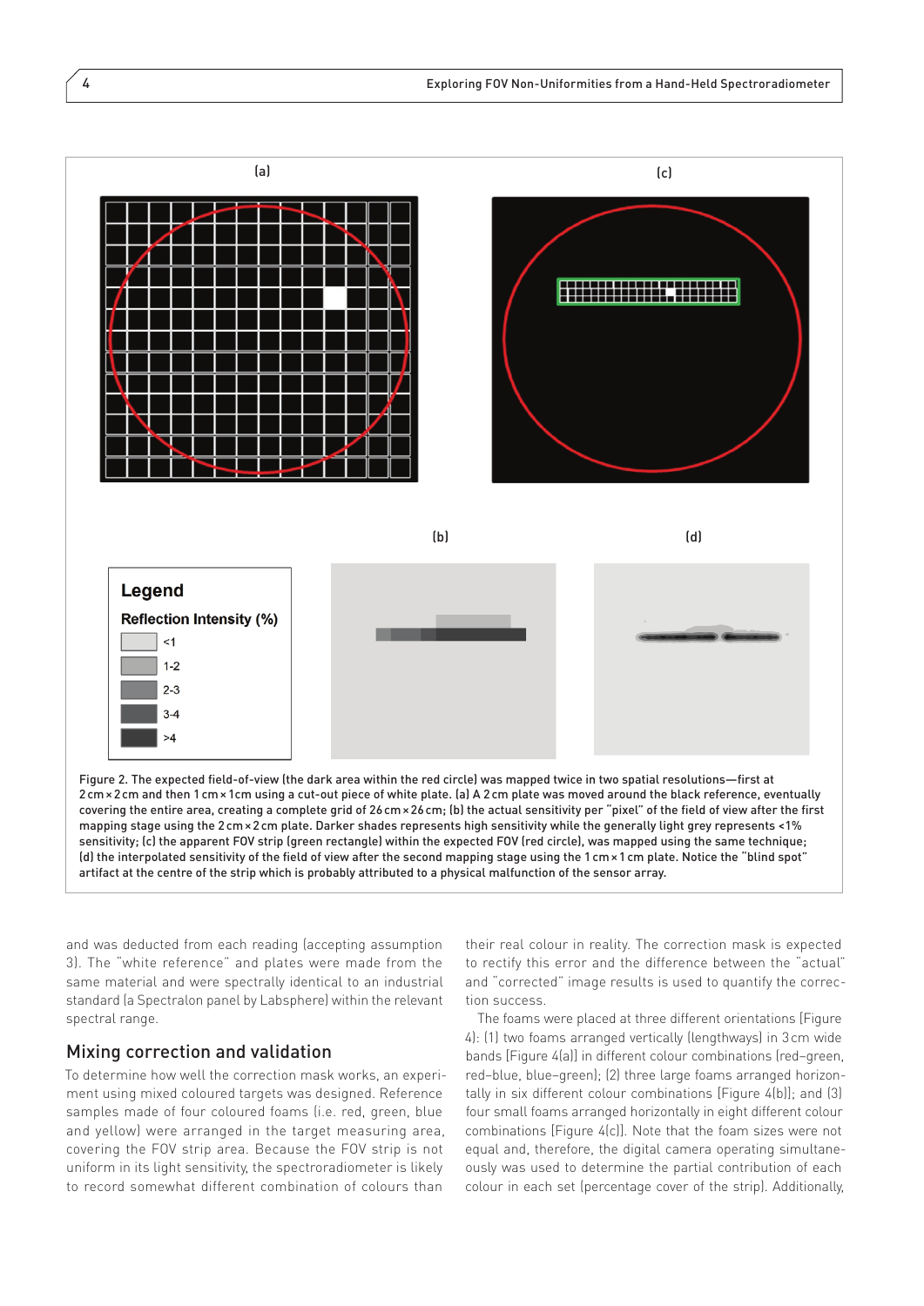Figure 2. The expected field-of-view (the dark area within the red circle) was mapped twice in two spatial resolutions—first at 2 cm × 2 cm and then 1 cm × 1cm using a cut-out piece of white plate. (a) A 2 cm plate was moved around the black reference, eventually covering the entire area, creating a complete grid of 26 cm × 26 cm; (b) the actual sensitivity per "pixel" of the field of view after the first mapping stage using the 2 cm × 2 cm plate. Darker shades represents high sensitivity while the generally light grey represents <1% sensitivity; (c) the apparent FOV strip (green rectangle) within the expected FOV (red circle), was mapped using the same technique; (d) the interpolated sensitivity of the field of view after the second mapping stage using the 1 cm × 1 cm plate. Notice the "blind spot" artifact at the centre of the strip which is probably attributed to a physical malfunction of the sensor array.

and was deducted from each reading (accepting assumption 3). The "white reference" and plates were made from the same material and were spectrally identical to an industrial standard (a Spectralon panel by Labsphere) within the relevant spectral range.

## Mixing correction and validation

To determine how well the correction mask works, an experiment using mixed coloured targets was designed. Reference samples made of four coloured foams (i.e. red, green, blue and yellow) were arranged in the target measuring area, covering the FOV strip area. Because the FOV strip is not uniform in its light sensitivity, the spectroradiometer is likely to record somewhat different combination of colours than their real colour in reality. The correction mask is expected to rectify this error and the difference between the "actual" and "corrected" image results is used to quantify the correction success.

The foams were placed at three different orientations [Figure 4]: (1) two foams arranged vertically (lengthways) in 3 cm wide bands [Figure 4(a)] in different colour combinations (red–green, red–blue, blue–green); (2) three large foams arranged horizontally in six different colour combinations [Figure 4(b)]; and (3) four small foams arranged horizontally in eight different colour combinations [Figure 4(c)]. Note that the foam sizes were not equal and, therefore, the digital camera operating simultaneously was used to determine the partial contribution of each colour in each set (percentage cover of the strip). Additionally,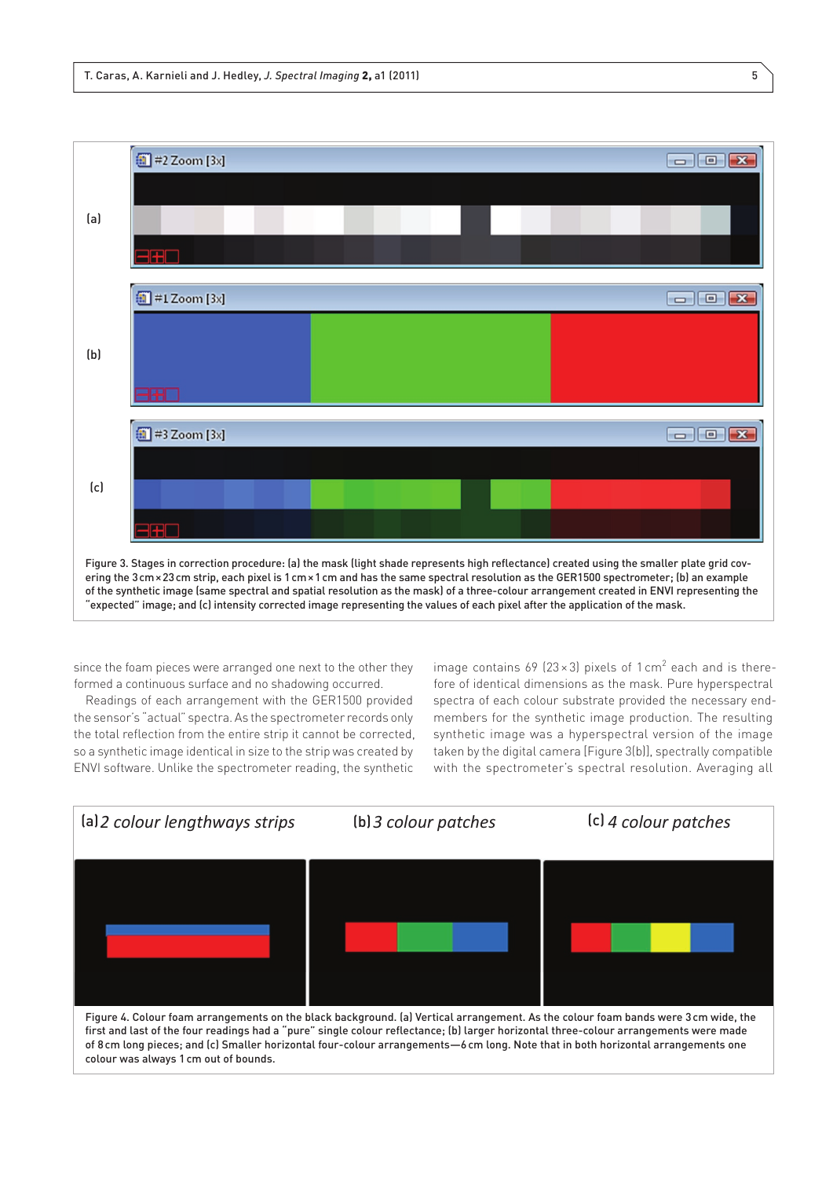Figure 3. Stages in correction procedure: (a) the mask (light shade represents high reflectance) created using the smaller plate grid covering the 3 cm × 23 cm strip, each pixel is 1 cm × 1 cm and has the same spectral resolution as the GER1500 spectrometer; (b) an example of the synthetic image (same spectral and spatial resolution as the mask) of a three-colour arrangement created in ENVI representing the "expected" image; and (c) intensity corrected image representing the values of each pixel after the application of the mask.

since the foam pieces were arranged one next to the other they formed a continuous surface and no shadowing occurred.

Readings of each arrangement with the GER1500 provided the sensor's "actual" spectra. As the spectrometer records only the total reflection from the entire strip it cannot be corrected, so a synthetic image identical in size to the strip was created by ENVI software. Unlike the spectrometer reading, the synthetic image contains 69 (23 × 3) pixels of 1 cm$^2$ each and is therefore of identical dimensions as the mask. Pure hyperspectral spectra of each colour substrate provided the necessary endmembers for the synthetic image production. The resulting synthetic image was a hyperspectral version of the image taken by the digital camera [Figure 3(b)], spectrally compatible with the spectrometer's spectral resolution. Averaging all

(a) *2 colour lengthways strips* (b) *3 colour patches* (c) *4 colour patches*

Figure 4. Colour foam arrangements on the black background. (a) Vertical arrangement. As the colour foam bands were 3 cm wide, the first and last of the four readings had a "pure" single colour reflectance; (b) larger horizontal three-colour arrangements were made of 8 cm long pieces; and (c) Smaller horizontal four-colour arrangements—6 cm long. Note that in both horizontal arrangements one colour was always 1 cm out of bounds.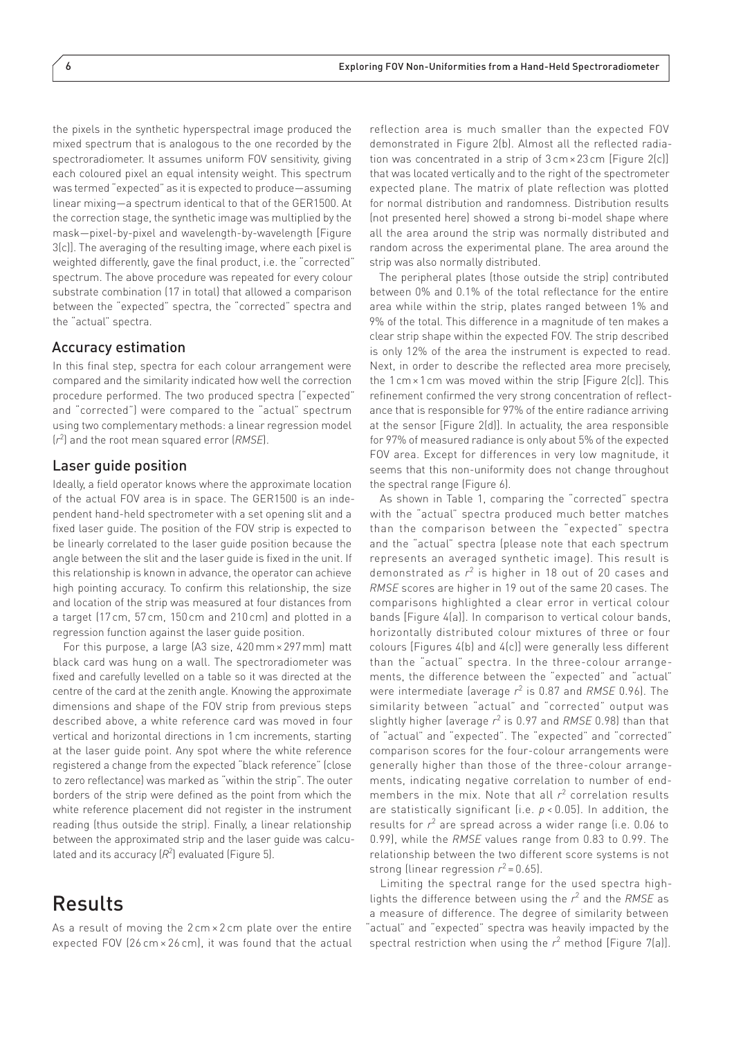the pixels in the synthetic hyperspectral image produced the mixed spectrum that is analogous to the one recorded by the spectroradiometer. It assumes uniform FOV sensitivity, giving each coloured pixel an equal intensity weight. This spectrum was termed "expected" as it is expected to produce—assuming linear mixing—a spectrum identical to that of the GER1500. At the correction stage, the synthetic image was multiplied by the mask—pixel-by-pixel and wavelength-by-wavelength [Figure 3(c)]. The averaging of the resulting image, where each pixel is weighted differently, gave the final product, i.e. the "corrected" spectrum. The above procedure was repeated for every colour substrate combination (17 in total) that allowed a comparison between the "expected" spectra, the "corrected" spectra and the "actual" spectra.

### Accuracy estimation

In this final step, spectra for each colour arrangement were compared and the similarity indicated how well the correction procedure performed. The two produced spectra ("expected" and "corrected") were compared to the "actual" spectrum using two complementary methods: a linear regression model ($r^2$) and the root mean squared error (*RMSE*).

### Laser guide position

Ideally, a field operator knows where the approximate location of the actual FOV area is in space. The GER1500 is an independent hand-held spectrometer with a set opening slit and a fixed laser guide. The position of the FOV strip is expected to be linearly correlated to the laser guide position because the angle between the slit and the laser guide is fixed in the unit. If this relationship is known in advance, the operator can achieve high pointing accuracy. To confirm this relationship, the size and location of the strip was measured at four distances from a target (17 cm, 57 cm, 150 cm and 210 cm) and plotted in a regression function against the laser guide position.

For this purpose, a large (A3 size, 420 mm × 297 mm) matt black card was hung on a wall. The spectroradiometer was fixed and carefully levelled on a table so it was directed at the centre of the card at the zenith angle. Knowing the approximate dimensions and shape of the FOV strip from previous steps described above, a white reference card was moved in four vertical and horizontal directions in 1 cm increments, starting at the laser guide point. Any spot where the white reference registered a change from the expected "black reference" (close to zero reflectance) was marked as "within the strip". The outer borders of the strip were defined as the point from which the white reference placement did not register in the instrument reading (thus outside the strip). Finally, a linear relationship between the approximated strip and the laser guide was calculated and its accuracy ($R^2$) evaluated (Figure 5).

# Results

As a result of moving the 2 cm × 2 cm plate over the entire expected FOV (26 cm × 26 cm), it was found that the actual reflection area is much smaller than the expected FOV demonstrated in Figure 2(b). Almost all the reflected radiation was concentrated in a strip of 3 cm × 23 cm [Figure 2(c)] that was located vertically and to the right of the spectrometer expected plane. The matrix of plate reflection was plotted for normal distribution and randomness. Distribution results (not presented here) showed a strong bi-model shape where all the area around the strip was normally distributed and random across the experimental plane. The area around the strip was also normally distributed.

The peripheral plates (those outside the strip) contributed between 0% and 0.1% of the total reflectance for the entire area while within the strip, plates ranged between 1% and 9% of the total. This difference in a magnitude of ten makes a clear strip shape within the expected FOV. The strip described is only 12% of the area the instrument is expected to read. Next, in order to describe the reflected area more precisely, the 1 cm × 1 cm was moved within the strip [Figure 2(c)]. This refinement confirmed the very strong concentration of reflectance that is responsible for 97% of the entire radiance arriving at the sensor [Figure 2(d)]. In actuality, the area responsible for 97% of measured radiance is only about 5% of the expected FOV area. Except for differences in very low magnitude, it seems that this non-uniformity does not change throughout the spectral range (Figure 6).

As shown in Table 1, comparing the "corrected" spectra with the "actual" spectra produced much better matches than the comparison between the "expected" spectra and the "actual" spectra (please note that each spectrum represents an averaged synthetic image). This result is demonstrated as $r^2$ is higher in 18 out of 20 cases and *RMSE* scores are higher in 19 out of the same 20 cases. The comparisons highlighted a clear error in vertical colour bands [Figure 4(a)]. In comparison to vertical colour bands, horizontally distributed colour mixtures of three or four colours [Figures 4(b) and 4(c)] were generally less different than the "actual" spectra. In the three-colour arrangements, the difference between the "expected" and "actual" were intermediate (average $r^2$ is 0.87 and *RMSE* 0.96). The similarity between "actual" and "corrected" output was slightly higher (average $r^2$ is 0.97 and *RMSE* 0.98) than that of "actual" and "expected". The "expected" and "corrected" comparison scores for the four-colour arrangements were generally higher than those of the three-colour arrangements, indicating negative correlation to number of endmembers in the mix. Note that all $r^2$ correlation results are statistically significant (i.e. $p < 0.05$). In addition, the results for $r^2$ are spread across a wider range (i.e. 0.06 to 0.99), while the *RMSE* values range from 0.83 to 0.99. The relationship between the two different score systems is not strong (linear regression $r^2 = 0.65$).

Limiting the spectral range for the used spectra highlights the difference between using the $r^2$ and the *RMSE* as a measure of difference. The degree of similarity between "actual" and "expected" spectra was heavily impacted by the spectral restriction when using the $r^2$ method [Figure 7(a)].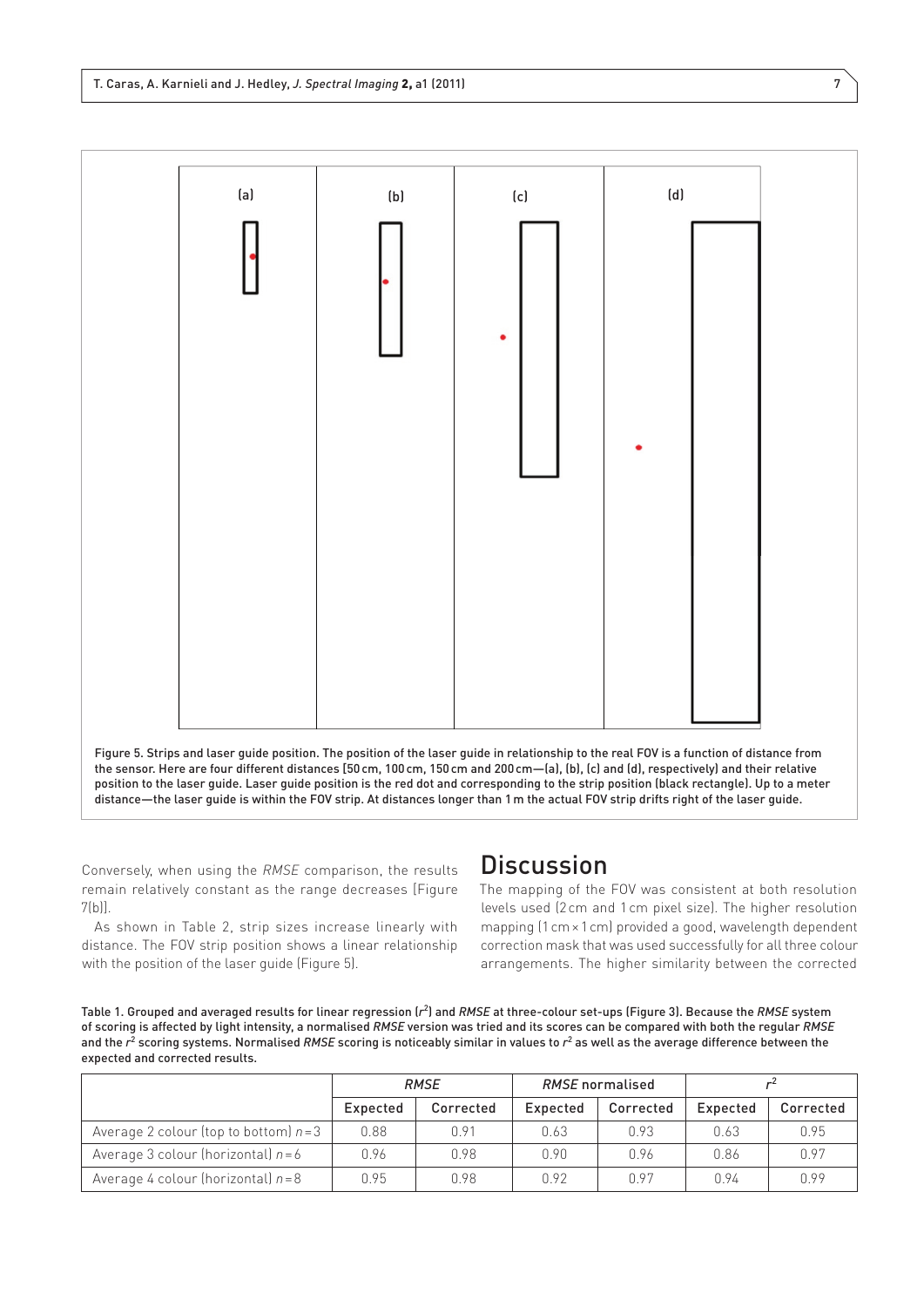(a) (b) (c) (d)

Figure 5. Strips and laser guide position. The position of the laser guide in relationship to the real FOV is a function of distance from the sensor. Here are four different distances (50 cm, 100 cm, 150 cm and 200 cm—(a), (b), (c) and (d), respectively) and their relative position to the laser guide. Laser guide position is the red dot and corresponding to the strip position (black rectangle). Up to a meter distance—the laser guide is within the FOV strip. At distances longer than 1 m the actual FOV strip drifts right of the laser guide.

Conversely, when using the *RMSE* comparison, the results remain relatively constant as the range decreases [Figure 7(b)].

As shown in Table 2, strip sizes increase linearly with distance. The FOV strip position shows a linear relationship with the position of the laser guide (Figure 5).

## Discussion

The mapping of the FOV was consistent at both resolution levels used (2 cm and 1 cm pixel size). The higher resolution mapping (1 cm × 1 cm) provided a good, wavelength dependent correction mask that was used successfully for all three colour arrangements. The higher similarity between the corrected

Table 1. Grouped and averaged results for linear regression ($r^2$) and *RMSE* at three-colour set-ups (Figure 3). Because the *RMSE* system of scoring is affected by light intensity, a normalised *RMSE* version was tried and its scores can be compared with both the regular *RMSE* and the $r^2$ scoring systems. Normalised *RMSE* scoring is noticeably similar in values to $r^2$ as well as the average difference between the expected and corrected results.

| | *RMSE* | | *RMSE* normalised | | $r^2$ | |
|---|---|---|---|---|---|---|
| | Expected | Corrected | Expected | Corrected | Expected | Corrected |
| Average 2 colour (top to bottom) $n = 3$ | 0.88 | 0.91 | 0.63 | 0.93 | 0.63 | 0.95 |
| Average 3 colour (horizontal) $n = 6$ | 0.96 | 0.98 | 0.90 | 0.96 | 0.86 | 0.97 |
| Average 4 colour (horizontal) $n = 8$ | 0.95 | 0.98 | 0.92 | 0.97 | 0.94 | 0.99 |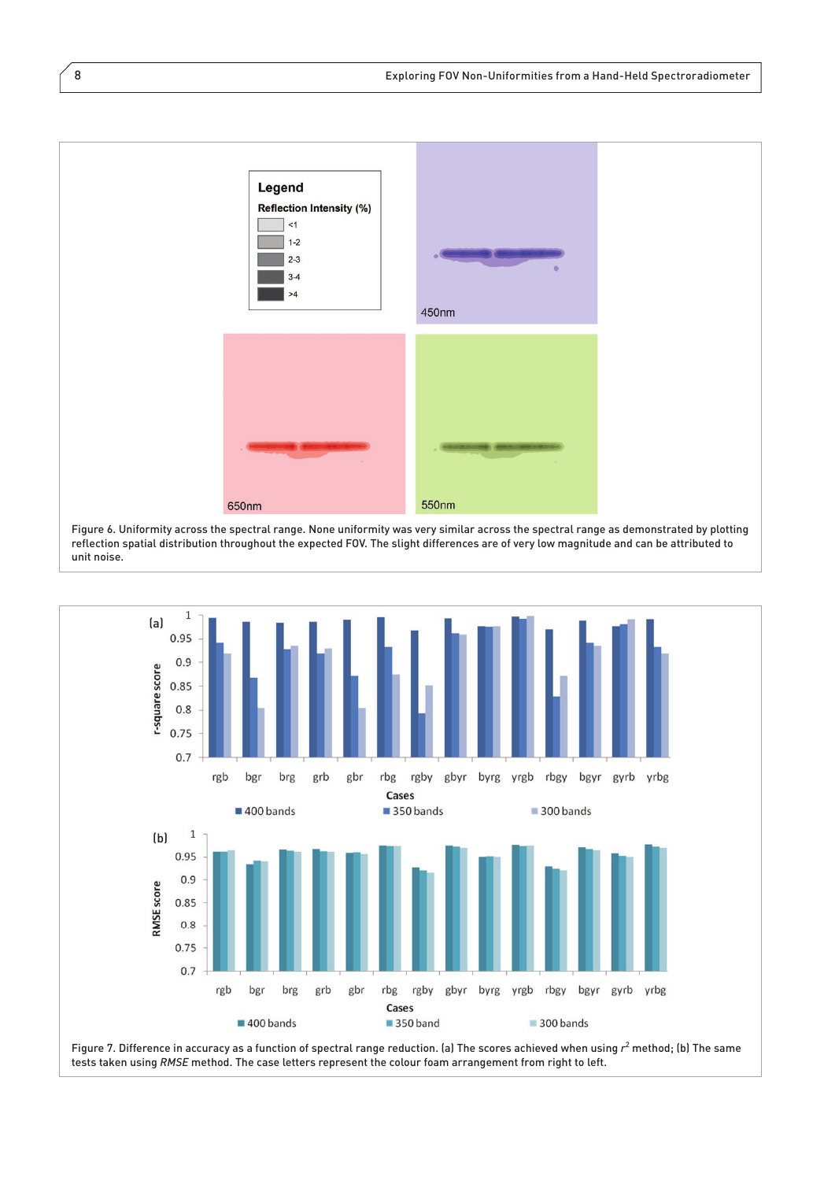Figure 6. Uniformity across the spectral range. None uniformity was very similar across the spectral range as demonstrated by plotting reflection spatial distribution throughout the expected FOV. The slight differences are of very low magnitude and can be attributed to unit noise.

Figure 7. Difference in accuracy as a function of spectral range reduction. (a) The scores achieved when using $r^2$ method; (b) The same tests taken using *RMSE* method. The case letters represent the colour foam arrangement from right to left.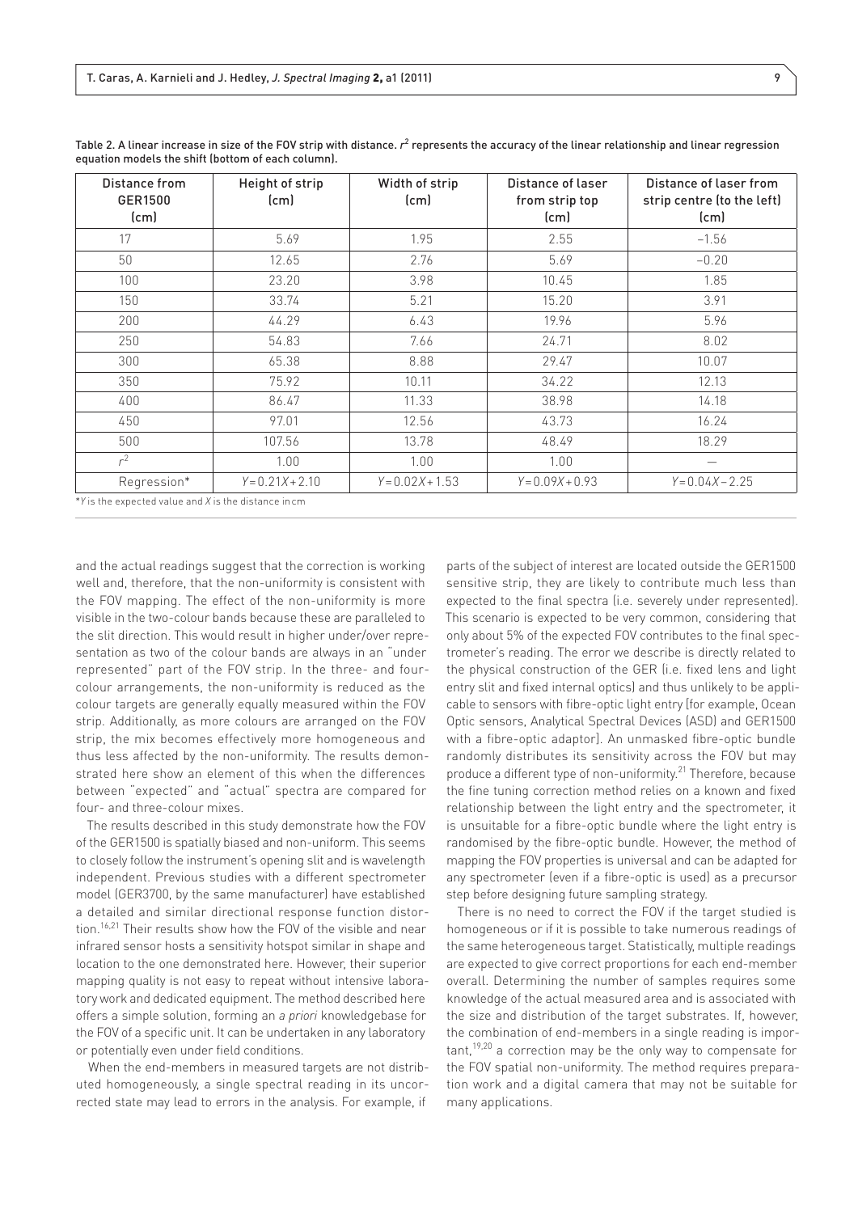Table 2. A linear increase in size of the FOV strip with distance. $r^2$ represents the accuracy of the linear relationship and linear regression equation models the shift (bottom of each column).

| Distance from GER1500 (cm) | Height of strip (cm) | Width of strip (cm) | Distance of laser from strip top (cm) | Distance of laser from strip centre (to the left) (cm) |
|---|---|---|---|---|
| 17 | 5.69 | 1.95 | 2.55 | −1.56 |
| 50 | 12.65 | 2.76 | 5.69 | −0.20 |
| 100 | 23.20 | 3.98 | 10.45 | 1.85 |
| 150 | 33.74 | 5.21 | 15.20 | 3.91 |
| 200 | 44.29 | 6.43 | 19.96 | 5.96 |
| 250 | 54.83 | 7.66 | 24.71 | 8.02 |
| 300 | 65.38 | 8.88 | 29.47 | 10.07 |
| 350 | 75.92 | 10.11 | 34.22 | 12.13 |
| 400 | 86.47 | 11.33 | 38.98 | 14.18 |
| 450 | 97.01 | 12.56 | 43.73 | 16.24 |
| 500 | 107.56 | 13.78 | 48.49 | 18.29 |
| $r^2$ | 1.00 | 1.00 | 1.00 | — |
| Regression* | $Y = 0.21X + 2.10$ | $Y = 0.02X + 1.53$ | $Y = 0.09X + 0.93$ | $Y = 0.04X - 2.25$ |

*$Y$ is the expected value and $X$ is the distance in cm

and the actual readings suggest that the correction is working well and, therefore, that the non-uniformity is consistent with the FOV mapping. The effect of the non-uniformity is more visible in the two-colour bands because these are paralleled to the slit direction. This would result in higher under/over representation as two of the colour bands are always in an "under represented" part of the FOV strip. In the three- and four-colour arrangements, the non-uniformity is reduced as the colour targets are generally equally measured within the FOV strip. Additionally, as more colours are arranged on the FOV strip, the mix becomes effectively more homogeneous and thus less affected by the non-uniformity. The results demonstrated here show an element of this when the differences between "expected" and "actual" spectra are compared for four- and three-colour mixes.

The results described in this study demonstrate how the FOV of the GER1500 is spatially biased and non-uniform. This seems to closely follow the instrument's opening slit and is wavelength independent. Previous studies with a different spectrometer model (GER3700, by the same manufacturer) have established a detailed and similar directional response function distortion.[16,21] Their results show how the FOV of the visible and near infrared sensor hosts a sensitivity hotspot similar in shape and location to the one demonstrated here. However, their superior mapping quality is not easy to repeat without intensive laboratory work and dedicated equipment. The method described here offers a simple solution, forming an *a priori* knowledgebase for the FOV of a specific unit. It can be undertaken in any laboratory or potentially even under field conditions.

When the end-members in measured targets are not distributed homogeneously, a single spectral reading in its uncorrected state may lead to errors in the analysis. For example, if parts of the subject of interest are located outside the GER1500 sensitive strip, they are likely to contribute much less than expected to the final spectra (i.e. severely under represented). This scenario is expected to be very common, considering that only about 5% of the expected FOV contributes to the final spectrometer's reading. The error we describe is directly related to the physical construction of the GER (i.e. fixed lens and light entry slit and fixed internal optics) and thus unlikely to be applicable to sensors with fibre-optic light entry [for example, Ocean Optic sensors, Analytical Spectral Devices (ASD) and GER1500 with a fibre-optic adaptor]. An unmasked fibre-optic bundle randomly distributes its sensitivity across the FOV but may produce a different type of non-uniformity.[21] Therefore, because the fine tuning correction method relies on a known and fixed relationship between the light entry and the spectrometer, it is unsuitable for a fibre-optic bundle where the light entry is randomised by the fibre-optic bundle. However, the method of mapping the FOV properties is universal and can be adapted for any spectrometer (even if a fibre-optic is used) as a precursor step before designing future sampling strategy.

There is no need to correct the FOV if the target studied is homogeneous or if it is possible to take numerous readings of the same heterogeneous target. Statistically, multiple readings are expected to give correct proportions for each end-member overall. Determining the number of samples requires some knowledge of the actual measured area and is associated with the size and distribution of the target substrates. If, however, the combination of end-members in a single reading is important,[19,20] a correction may be the only way to compensate for the FOV spatial non-uniformity. The method requires preparation work and a digital camera that may not be suitable for many applications.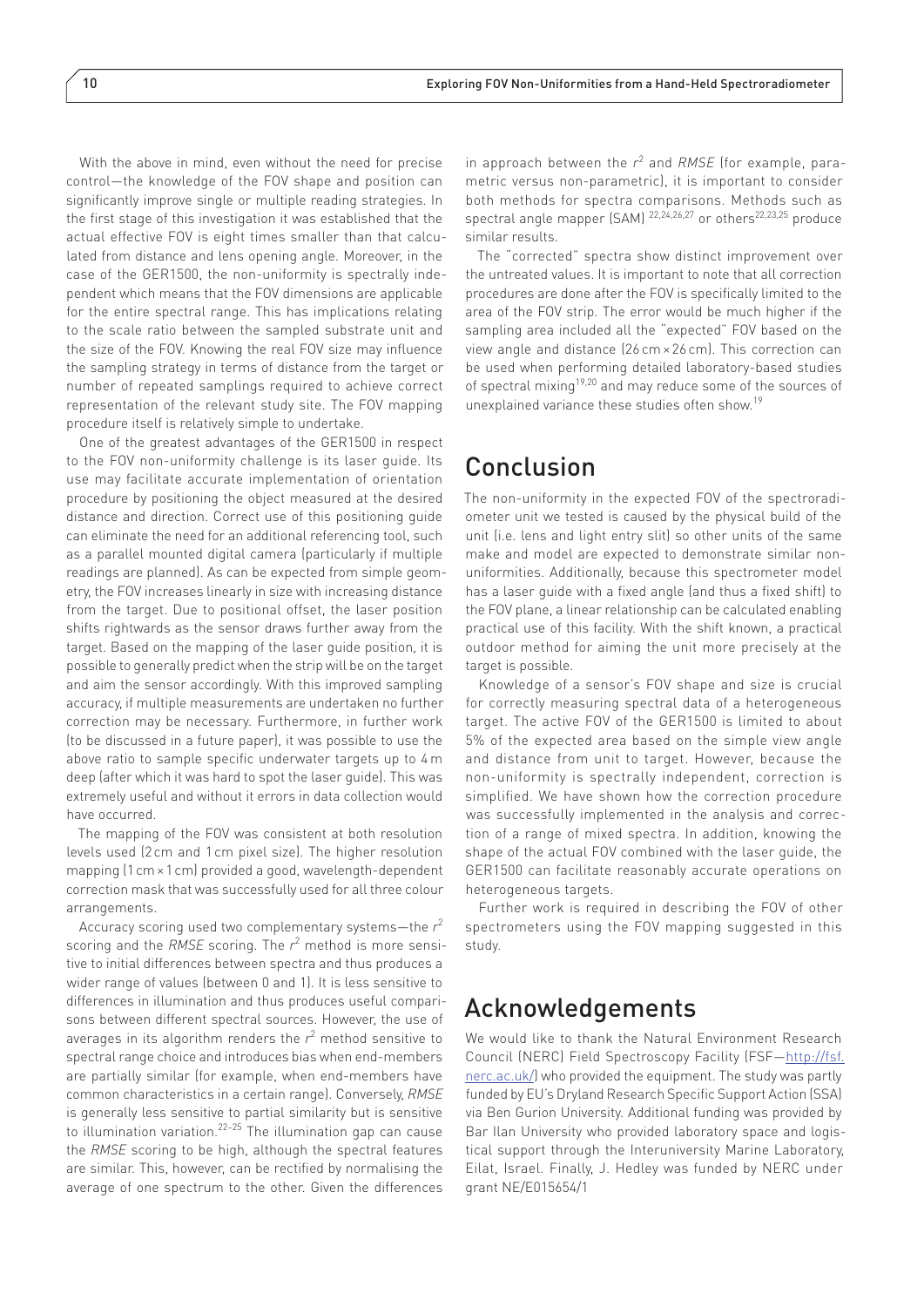With the above in mind, even without the need for precise control—the knowledge of the FOV shape and position can significantly improve single or multiple reading strategies. In the first stage of this investigation it was established that the actual effective FOV is eight times smaller than that calculated from distance and lens opening angle. Moreover, in the case of the GER1500, the non-uniformity is spectrally independent which means that the FOV dimensions are applicable for the entire spectral range. This has implications relating to the scale ratio between the sampled substrate unit and the size of the FOV. Knowing the real FOV size may influence the sampling strategy in terms of distance from the target or number of repeated samplings required to achieve correct representation of the relevant study site. The FOV mapping procedure itself is relatively simple to undertake.

One of the greatest advantages of the GER1500 in respect to the FOV non-uniformity challenge is its laser guide. Its use may facilitate accurate implementation of orientation procedure by positioning the object measured at the desired distance and direction. Correct use of this positioning guide can eliminate the need for an additional referencing tool, such as a parallel mounted digital camera (particularly if multiple readings are planned). As can be expected from simple geometry, the FOV increases linearly in size with increasing distance from the target. Due to positional offset, the laser position shifts rightwards as the sensor draws further away from the target. Based on the mapping of the laser guide position, it is possible to generally predict when the strip will be on the target and aim the sensor accordingly. With this improved sampling accuracy, if multiple measurements are undertaken no further correction may be necessary. Furthermore, in further work (to be discussed in a future paper), it was possible to use the above ratio to sample specific underwater targets up to 4 m deep (after which it was hard to spot the laser guide). This was extremely useful and without it errors in data collection would have occurred.

The mapping of the FOV was consistent at both resolution levels used (2 cm and 1 cm pixel size). The higher resolution mapping (1 cm × 1 cm) provided a good, wavelength-dependent correction mask that was successfully used for all three colour arrangements.

Accuracy scoring used two complementary systems—the $r^2$ scoring and the *RMSE* scoring. The $r^2$ method is more sensitive to initial differences between spectra and thus produces a wider range of values (between 0 and 1). It is less sensitive to differences in illumination and thus produces useful comparisons between different spectral sources. However, the use of averages in its algorithm renders the $r^2$ method sensitive to spectral range choice and introduces bias when end-members are partially similar (for example, when end-members have common characteristics in a certain range). Conversely, *RMSE* is generally less sensitive to partial similarity but is sensitive to illumination variation.[22–25] The illumination gap can cause the *RMSE* scoring to be high, although the spectral features are similar. This, however, can be rectified by normalising the average of one spectrum to the other. Given the differences in approach between the $r^2$ and *RMSE* (for example, parametric versus non-parametric), it is important to consider both methods for spectra comparisons. Methods such as spectral angle mapper (SAM) [22,24,26,27] or others[22,23,25] produce similar results.

The "corrected" spectra show distinct improvement over the untreated values. It is important to note that all correction procedures are done after the FOV is specifically limited to the area of the FOV strip. The error would be much higher if the sampling area included all the "expected" FOV based on the view angle and distance (26 cm × 26 cm). This correction can be used when performing detailed laboratory-based studies of spectral mixing[19,20] and may reduce some of the sources of unexplained variance these studies often show.[19]

## Conclusion

The non-uniformity in the expected FOV of the spectroradiometer unit we tested is caused by the physical build of the unit (i.e. lens and light entry slit) so other units of the same make and model are expected to demonstrate similar non-uniformities. Additionally, because this spectrometer model has a laser guide with a fixed angle (and thus a fixed shift) to the FOV plane, a linear relationship can be calculated enabling practical use of this facility. With the shift known, a practical outdoor method for aiming the unit more precisely at the target is possible.

Knowledge of a sensor's FOV shape and size is crucial for correctly measuring spectral data of a heterogeneous target. The active FOV of the GER1500 is limited to about 5% of the expected area based on the simple view angle and distance from unit to target. However, because the non-uniformity is spectrally independent, correction is simplified. We have shown how the correction procedure was successfully implemented in the analysis and correction of a range of mixed spectra. In addition, knowing the shape of the actual FOV combined with the laser guide, the GER1500 can facilitate reasonably accurate operations on heterogeneous targets.

Further work is required in describing the FOV of other spectrometers using the FOV mapping suggested in this study.

## Acknowledgements

We would like to thank the Natural Environment Research Council (NERC) Field Spectroscopy Facility (FSF—http://fsf.nerc.ac.uk/) who provided the equipment. The study was partly funded by EU's Dryland Research Specific Support Action (SSA) via Ben Gurion University. Additional funding was provided by Bar Ilan University who provided laboratory space and logistical support through the Interuniversity Marine Laboratory, Eilat, Israel. Finally, J. Hedley was funded by NERC under grant NE/E015654/1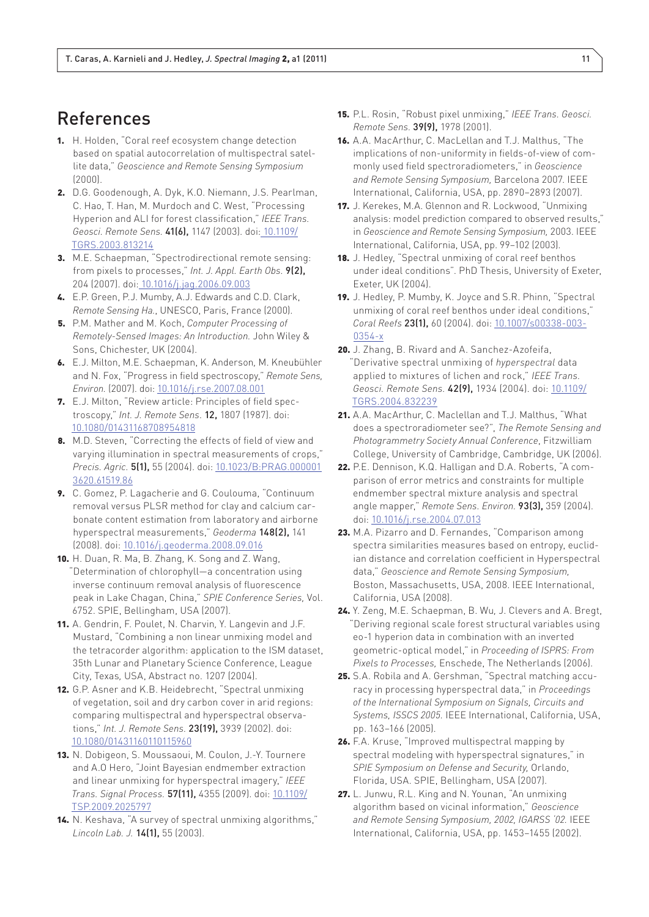# References

1. H. Holden, "Coral reef ecosystem change detection based on spatial autocorrelation of multispectral satellite data," *Geoscience and Remote Sensing Symposium* (2000).
2. D.G. Goodenough, A. Dyk, K.O. Niemann, J.S. Pearlman, C. Hao, T. Han, M. Murdoch and C. West, "Processing Hyperion and ALI for forest classification," *IEEE Trans. Geosci. Remote Sens.* **41(6),** 1147 (2003). doi: 10.1109/TGRS.2003.813214
3. M.E. Schaepman, "Spectrodirectional remote sensing: from pixels to processes," *Int. J. Appl. Earth Obs.* **9(2),** 204 (2007). doi: 10.1016/j.jag.2006.09.003
4. E.P. Green, P.J. Mumby, A.J. Edwards and C.D. Clark, *Remote Sensing Ha.*, UNESCO, Paris, France (2000).
5. P.M. Mather and M. Koch, *Computer Processing of Remotely-Sensed Images: An Introduction.* John Wiley & Sons, Chichester, UK (2004).
6. E.J. Milton, M.E. Schaepman, K. Anderson, M. Kneubühler and N. Fox, "Progress in field spectroscopy," *Remote Sens, Environ.* (2007). doi: 10.1016/j.rse.2007.08.001
7. E.J. Milton, "Review article: Principles of field spectroscopy," *Int. J. Remote Sens.* **12,** 1807 (1987). doi: 10.1080/01431168708954818
8. M.D. Steven, "Correcting the effects of field of view and varying illumination in spectral measurements of crops," *Precis. Agric.* **5(1),** 55 (2004). doi: 10.1023/B:PRAG.0000013620.61519.86
9. C. Gomez, P. Lagacherie and G. Coulouma, "Continuum removal versus PLSR method for clay and calcium carbonate content estimation from laboratory and airborne hyperspectral measurements," *Geoderma* **148(2),** 141 (2008). doi: 10.1016/j.geoderma.2008.09.016
10. H. Duan, R. Ma, B. Zhang, K. Song and Z. Wang, "Determination of chlorophyll—a concentration using inverse continuum removal analysis of fluorescence peak in Lake Chagan, China," *SPIE Conference Series,* Vol. 6752. SPIE, Bellingham, USA (2007).
11. A. Gendrin, F. Poulet, N. Charvin, Y. Langevin and J.F. Mustard, "Combining a non linear unmixing model and the tetracorder algorithm: application to the ISM dataset, 35th Lunar and Planetary Science Conference, League City, Texas, USA, Abstract no. 1207 (2004).
12. G.P. Asner and K.B. Heidebrecht, "Spectral unmixing of vegetation, soil and dry carbon cover in arid regions: comparing multispectral and hyperspectral observations," *Int. J. Remote Sens.* **23(19),** 3939 (2002). doi: 10.1080/01431160110115960
13. N. Dobigeon, S. Moussaoui, M. Coulon, J.-Y. Tournere and A.O Hero, "Joint Bayesian endmember extraction and linear unmixing for hyperspectral imagery," *IEEE Trans. Signal Process.* **57(11),** 4355 (2009). doi: 10.1109/TSP.2009.2025797
14. N. Keshava, "A survey of spectral unmixing algorithms," *Lincoln Lab. J.* **14(1),** 55 (2003).
15. P.L. Rosin, "Robust pixel unmixing," *IEEE Trans. Geosci. Remote Sens.* **39(9),** 1978 (2001).
16. A.A. MacArthur, C. MacLellan and T.J. Malthus, "The implications of non-uniformity in fields-of-view of commonly used field spectroradiometers," in *Geoscience and Remote Sensing Symposium,* Barcelona 2007. IEEE International, California, USA, pp. 2890–2893 (2007).
17. J. Kerekes, M.A. Glennon and R. Lockwood, "Unmixing analysis: model prediction compared to observed results," in *Geoscience and Remote Sensing Symposium,* 2003. IEEE International, California, USA, pp. 99–102 (2003).
18. J. Hedley, "Spectral unmixing of coral reef benthos under ideal conditions". PhD Thesis, University of Exeter, Exeter, UK (2004).
19. J. Hedley, P. Mumby, K. Joyce and S.R. Phinn, "Spectral unmixing of coral reef benthos under ideal conditions," *Coral Reefs* **23(1),** 60 (2004). doi: 10.1007/s00338-003-0354-x
20. J. Zhang, B. Rivard and A. Sanchez-Azofeifa, "Derivative spectral unmixing of *hyperspectral* data applied to mixtures of lichen and rock," *IEEE Trans. Geosci. Remote Sens.* **42(9),** 1934 (2004). doi: 10.1109/TGRS.2004.832239
21. A.A. MacArthur, C. Maclellan and T.J. Malthus, "What does a spectroradiometer see?", *The Remote Sensing and Photogrammetry Society Annual Conference*, Fitzwilliam College, University of Cambridge, Cambridge, UK (2006).
22. P.E. Dennison, K.Q. Halligan and D.A. Roberts, "A comparison of error metrics and constraints for multiple endmember spectral mixture analysis and spectral angle mapper," *Remote Sens. Environ.* **93(3),** 359 (2004). doi: 10.1016/j.rse.2004.07.013
23. M.A. Pizarro and D. Fernandes, "Comparison among spectra similarities measures based on entropy, euclidian distance and correlation coefficient in Hyperspectral data," *Geoscience and Remote Sensing Symposium,* Boston, Massachusetts, USA, 2008. IEEE International, California, USA (2008).
24. Y. Zeng, M.E. Schaepman, B. Wu, J. Clevers and A. Bregt, "Deriving regional scale forest structural variables using eo-1 hyperion data in combination with an inverted geometric-optical model," in *Proceeding of ISPRS: From Pixels to Processes,* Enschede, The Netherlands (2006).
25. S.A. Robila and A. Gershman, "Spectral matching accuracy in processing hyperspectral data," in *Proceedings of the International Symposium on Signals, Circuits and Systems, ISSCS 2005.* IEEE International, California, USA, pp. 163–166 (2005).
26. F.A. Kruse, "Improved multispectral mapping by spectral modeling with hyperspectral signatures," in *SPIE Symposium on Defense and Security,* Orlando, Florida, USA. SPIE, Bellingham, USA (2007).
27. L. Junwu, R.L. King and N. Younan, "An unmixing algorithm based on vicinal information," *Geoscience and Remote Sensing Symposium, 2002, IGARSS '02.* IEEE International, California, USA, pp. 1453–1455 (2002).